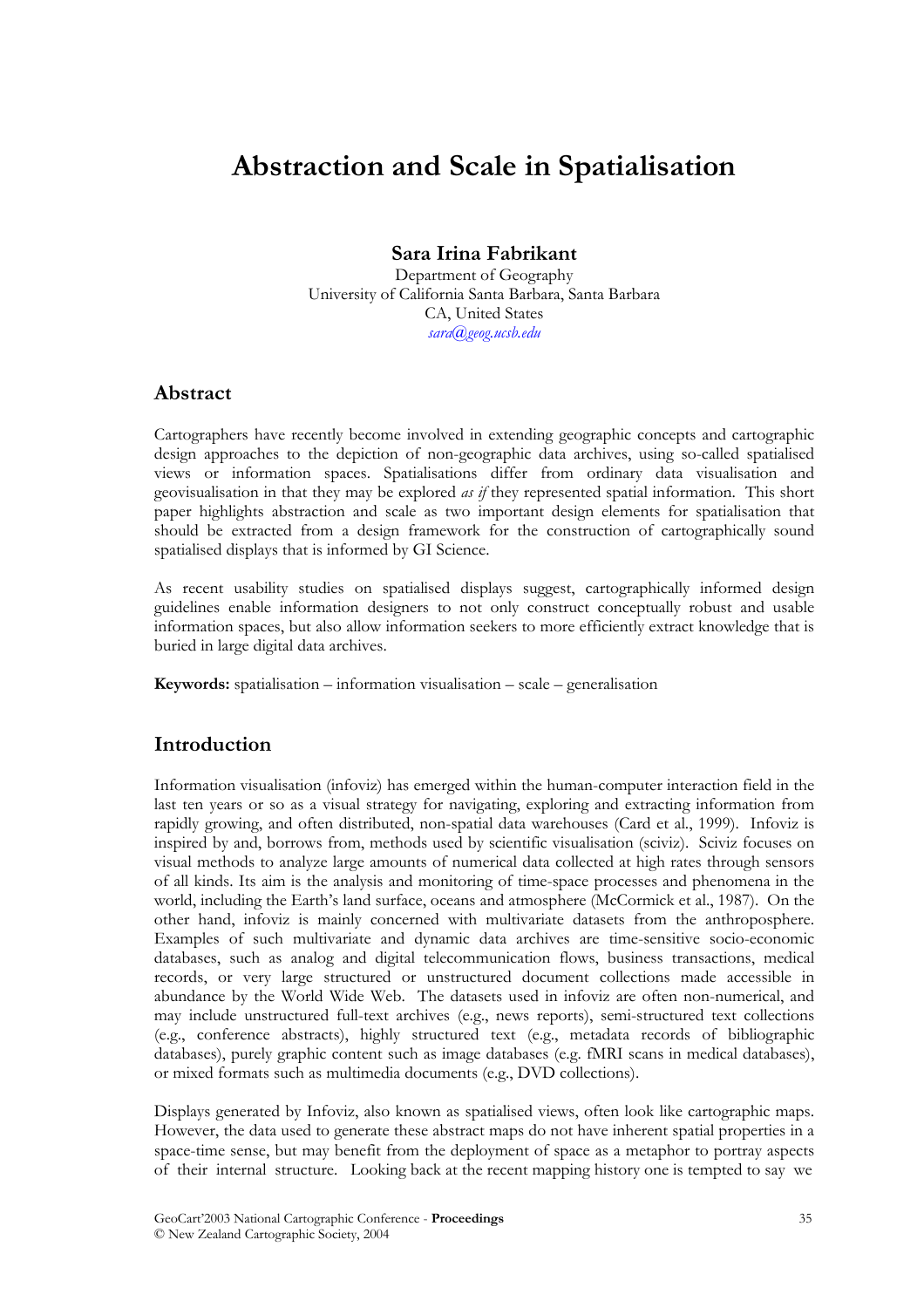# Abstraction and Scale in Spatialisation

**Sara Irina Fabrikant**

Department of Geography
University of California Santa Barbara, Santa Barbara
CA, United States
*sara@geog.ucsb.edu*

## Abstract

Cartographers have recently become involved in extending geographic concepts and cartographic design approaches to the depiction of non-geographic data archives, using so-called spatialised views or information spaces. Spatialisations differ from ordinary data visualisation and geovisualisation in that they may be explored *as if* they represented spatial information. This short paper highlights abstraction and scale as two important design elements for spatialisation that should be extracted from a design framework for the construction of cartographically sound spatialised displays that is informed by GI Science.

As recent usability studies on spatialised displays suggest, cartographically informed design guidelines enable information designers to not only construct conceptually robust and usable information spaces, but also allow information seekers to more efficiently extract knowledge that is buried in large digital data archives.

**Keywords:** spatialisation – information visualisation – scale – generalisation

## Introduction

Information visualisation (infoviz) has emerged within the human-computer interaction field in the last ten years or so as a visual strategy for navigating, exploring and extracting information from rapidly growing, and often distributed, non-spatial data warehouses (Card et al., 1999). Infoviz is inspired by and, borrows from, methods used by scientific visualisation (sciviz). Sciviz focuses on visual methods to analyze large amounts of numerical data collected at high rates through sensors of all kinds. Its aim is the analysis and monitoring of time-space processes and phenomena in the world, including the Earth's land surface, oceans and atmosphere (McCormick et al., 1987). On the other hand, infoviz is mainly concerned with multivariate datasets from the anthroposphere. Examples of such multivariate and dynamic data archives are time-sensitive socio-economic databases, such as analog and digital telecommunication flows, business transactions, medical records, or very large structured or unstructured document collections made accessible in abundance by the World Wide Web. The datasets used in infoviz are often non-numerical, and may include unstructured full-text archives (e.g., news reports), semi-structured text collections (e.g., conference abstracts), highly structured text (e.g., metadata records of bibliographic databases), purely graphic content such as image databases (e.g. fMRI scans in medical databases), or mixed formats such as multimedia documents (e.g., DVD collections).

Displays generated by Infoviz, also known as spatialised views, often look like cartographic maps. However, the data used to generate these abstract maps do not have inherent spatial properties in a space-time sense, but may benefit from the deployment of space as a metaphor to portray aspects of their internal structure. Looking back at the recent mapping history one is tempted to say we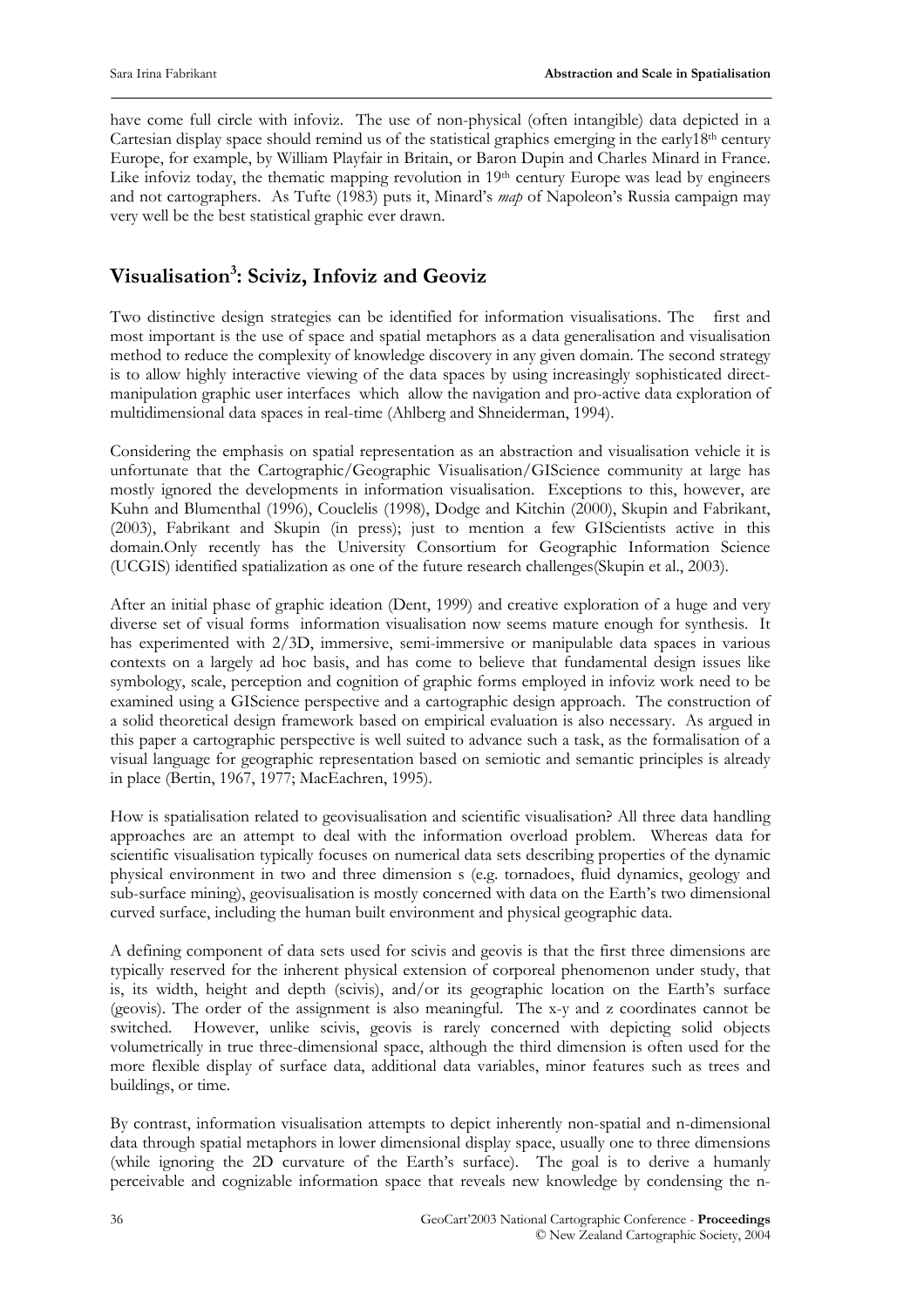have come full circle with infoviz. The use of non-physical (often intangible) data depicted in a Cartesian display space should remind us of the statistical graphics emerging in the early18th century Europe, for example, by William Playfair in Britain, or Baron Dupin and Charles Minard in France. Like infoviz today, the thematic mapping revolution in 19th century Europe was lead by engineers and not cartographers. As Tufte (1983) puts it, Minard's *map* of Napoleon's Russia campaign may very well be the best statistical graphic ever drawn.

## Visualisation[3]: Sciviz, Infoviz and Geoviz

Two distinctive design strategies can be identified for information visualisations. The first and most important is the use of space and spatial metaphors as a data generalisation and visualisation method to reduce the complexity of knowledge discovery in any given domain. The second strategy is to allow highly interactive viewing of the data spaces by using increasingly sophisticated direct-manipulation graphic user interfaces which allow the navigation and pro-active data exploration of multidimensional data spaces in real-time (Ahlberg and Shneiderman, 1994).

Considering the emphasis on spatial representation as an abstraction and visualisation vehicle it is unfortunate that the Cartographic/Geographic Visualisation/GIScience community at large has mostly ignored the developments in information visualisation. Exceptions to this, however, are Kuhn and Blumenthal (1996), Couclelis (1998), Dodge and Kitchin (2000), Skupin and Fabrikant, (2003), Fabrikant and Skupin (in press); just to mention a few GIScientists active in this domain.Only recently has the University Consortium for Geographic Information Science (UCGIS) identified spatialization as one of the future research challenges(Skupin et al., 2003).

After an initial phase of graphic ideation (Dent, 1999) and creative exploration of a huge and very diverse set of visual forms information visualisation now seems mature enough for synthesis. It has experimented with 2/3D, immersive, semi-immersive or manipulable data spaces in various contexts on a largely ad hoc basis, and has come to believe that fundamental design issues like symbology, scale, perception and cognition of graphic forms employed in infoviz work need to be examined using a GIScience perspective and a cartographic design approach. The construction of a solid theoretical design framework based on empirical evaluation is also necessary. As argued in this paper a cartographic perspective is well suited to advance such a task, as the formalisation of a visual language for geographic representation based on semiotic and semantic principles is already in place (Bertin, 1967, 1977; MacEachren, 1995).

How is spatialisation related to geovisualisation and scientific visualisation? All three data handling approaches are an attempt to deal with the information overload problem. Whereas data for scientific visualisation typically focuses on numerical data sets describing properties of the dynamic physical environment in two and three dimension s (e.g. tornadoes, fluid dynamics, geology and sub-surface mining), geovisualisation is mostly concerned with data on the Earth's two dimensional curved surface, including the human built environment and physical geographic data.

A defining component of data sets used for scivis and geovis is that the first three dimensions are typically reserved for the inherent physical extension of corporeal phenomenon under study, that is, its width, height and depth (scivis), and/or its geographic location on the Earth's surface (geovis). The order of the assignment is also meaningful. The x-y and z coordinates cannot be switched. However, unlike scivis, geovis is rarely concerned with depicting solid objects volumetrically in true three-dimensional space, although the third dimension is often used for the more flexible display of surface data, additional data variables, minor features such as trees and buildings, or time.

By contrast, information visualisation attempts to depict inherently non-spatial and n-dimensional data through spatial metaphors in lower dimensional display space, usually one to three dimensions (while ignoring the 2D curvature of the Earth's surface). The goal is to derive a humanly perceivable and cognizable information space that reveals new knowledge by condensing the n-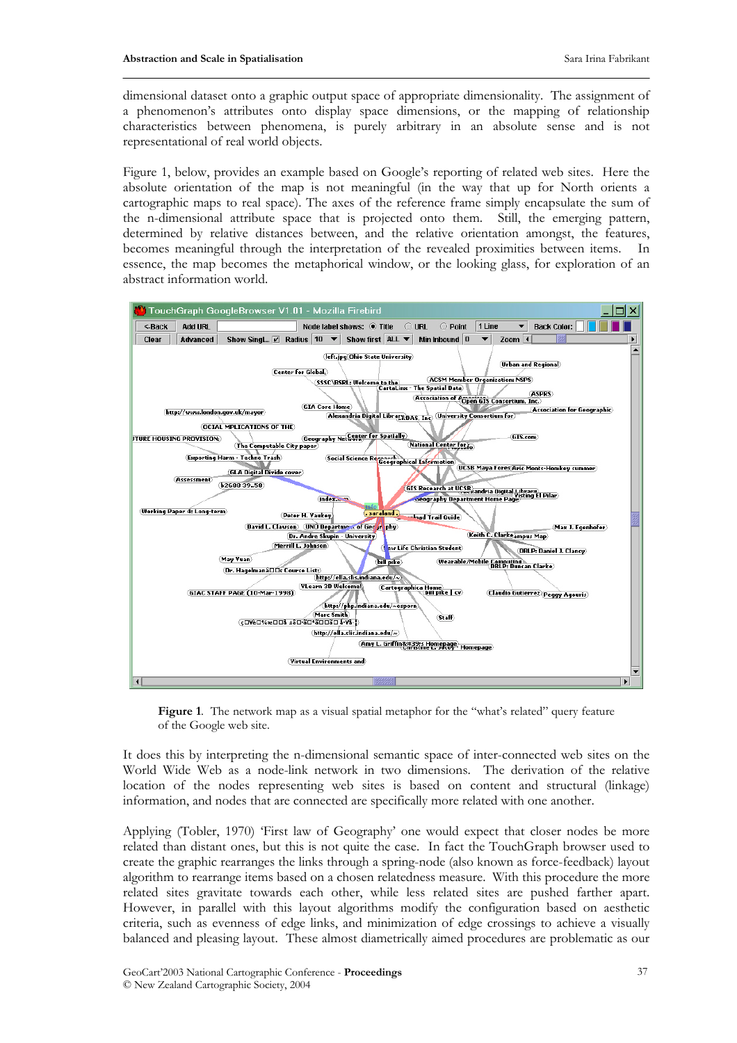dimensional dataset onto a graphic output space of appropriate dimensionality. The assignment of a phenomenon's attributes onto display space dimensions, or the mapping of relationship characteristics between phenomena, is purely arbitrary in an absolute sense and is not representational of real world objects.

Figure 1, below, provides an example based on Google's reporting of related web sites. Here the absolute orientation of the map is not meaningful (in the way that up for North orients a cartographic maps to real space). The axes of the reference frame simply encapsulate the sum of the n-dimensional attribute space that is projected onto them. Still, the emerging pattern, determined by relative distances between, and the relative orientation amongst, the features, becomes meaningful through the interpretation of the revealed proximities between items. In essence, the map becomes the metaphorical window, or the looking glass, for exploration of an abstract information world.

**Figure 1**. The network map as a visual spatial metaphor for the "what's related" query feature of the Google web site.

It does this by interpreting the n-dimensional semantic space of inter-connected web sites on the World Wide Web as a node-link network in two dimensions. The derivation of the relative location of the nodes representing web sites is based on content and structural (linkage) information, and nodes that are connected are specifically more related with one another.

Applying (Tobler, 1970) 'First law of Geography' one would expect that closer nodes be more related than distant ones, but this is not quite the case. In fact the TouchGraph browser used to create the graphic rearranges the links through a spring-node (also known as force-feedback) layout algorithm to rearrange items based on a chosen relatedness measure. With this procedure the more related sites gravitate towards each other, while less related sites are pushed farther apart. However, in parallel with this layout algorithms modify the configuration based on aesthetic criteria, such as evenness of edge links, and minimization of edge crossings to achieve a visually balanced and pleasing layout. These almost diametrically aimed procedures are problematic as our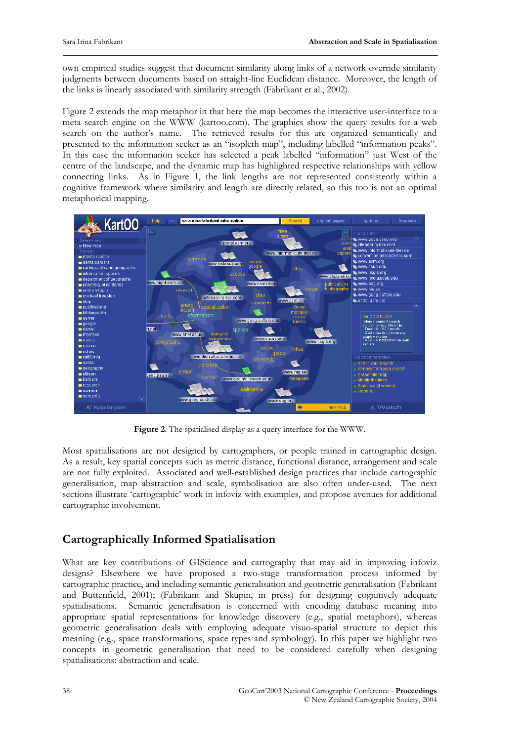own empirical studies suggest that document similarity along links of a network override similarity judgments between documents based on straight-line Euclidean distance. Moreover, the length of the links is linearly associated with similarity strength (Fabrikant et al., 2002).

Figure 2 extends the map metaphor in that here the map becomes the interactive user-interface to a meta search engine on the WWW (kartoo.com). The graphics show the query results for a web search on the author's name. The retrieved results for this are organized semantically and presented to the information seeker as an "isopleth map", including labelled "information peaks". In this case the information seeker has selected a peak labelled "information" just West of the centre of the landscape, and the dynamic map has highlighted respective relationships with yellow connecting links. As in Figure 1, the link lengths are not represented consistently within a cognitive framework where similarity and length are directly related, so this too is not an optimal metaphorical mapping.

**Figure 2**. The spatialised display as a query interface for the WWW.

Most spatialisations are not designed by cartographers, or people trained in cartographic design. As a result, key spatial concepts such as metric distance, functional distance, arrangement and scale are not fully exploited. Associated and well-established design practices that include cartographic generalisation, map abstraction and scale, symbolisation are also often under-used. The next sections illustrate 'cartographic' work in infoviz with examples, and propose avenues for additional cartographic involvement.

## Cartographically Informed Spatialisation

What are key contributions of GIScience and cartography that may aid in improving infoviz designs? Elsewhere we have proposed a two-stage transformation process informed by cartographic practice, and including semantic generalisation and geometric generalisation (Fabrikant and Buttenfield, 2001); (Fabrikant and Skupin, in press) for designing cognitively adequate spatialisations. Semantic generalisation is concerned with encoding database meaning into appropriate spatial representations for knowledge discovery (e.g., spatial metaphors), whereas geometric generalisation deals with employing adequate visuo-spatial structure to depict this meaning (e.g., space transformations, space types and symbology). In this paper we highlight two concepts in geometric generalisation that need to be considered carefully when designing spatialisations: abstraction and scale.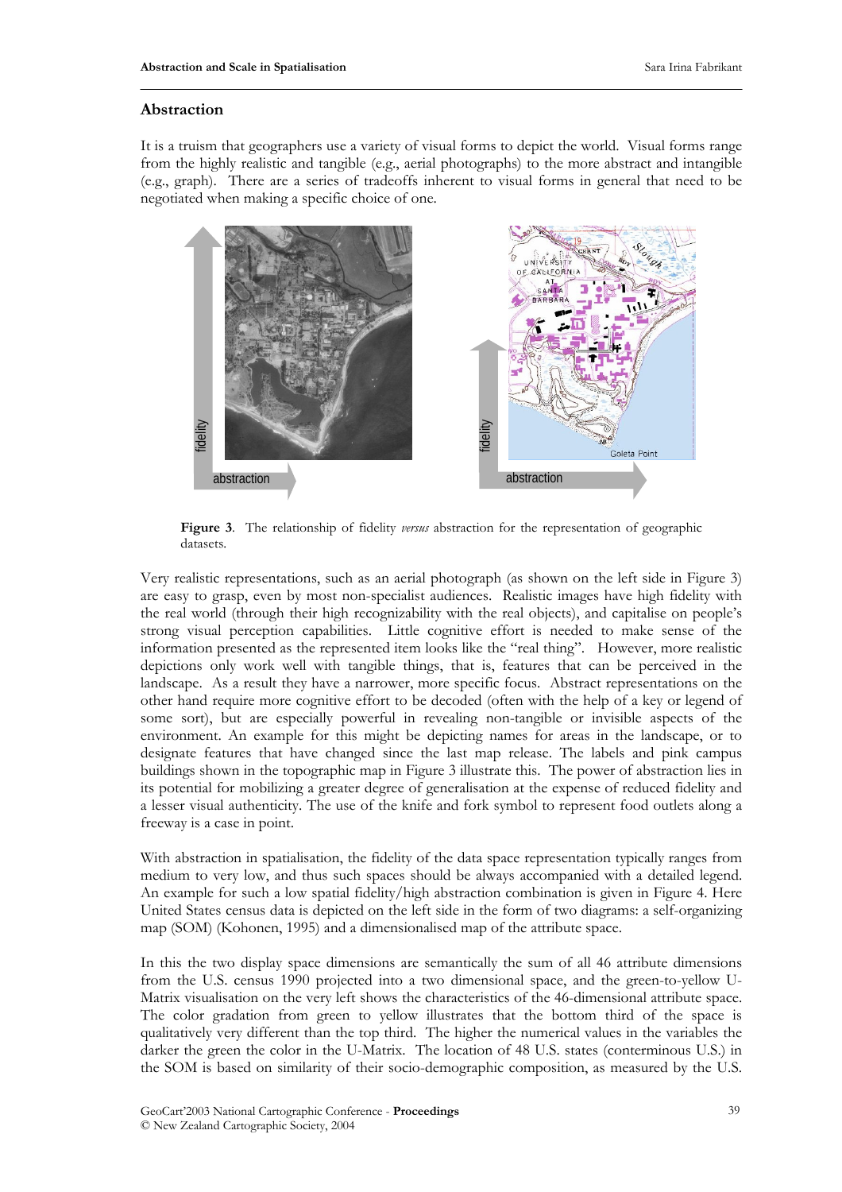## Abstraction

It is a truism that geographers use a variety of visual forms to depict the world. Visual forms range from the highly realistic and tangible (e.g., aerial photographs) to the more abstract and intangible (e.g., graph). There are a series of tradeoffs inherent to visual forms in general that need to be negotiated when making a specific choice of one.

**Figure 3**. The relationship of fidelity *versus* abstraction for the representation of geographic datasets.

Very realistic representations, such as an aerial photograph (as shown on the left side in Figure 3) are easy to grasp, even by most non-specialist audiences. Realistic images have high fidelity with the real world (through their high recognizability with the real objects), and capitalise on people's strong visual perception capabilities. Little cognitive effort is needed to make sense of the information presented as the represented item looks like the "real thing". However, more realistic depictions only work well with tangible things, that is, features that can be perceived in the landscape. As a result they have a narrower, more specific focus. Abstract representations on the other hand require more cognitive effort to be decoded (often with the help of a key or legend of some sort), but are especially powerful in revealing non-tangible or invisible aspects of the environment. An example for this might be depicting names for areas in the landscape, or to designate features that have changed since the last map release. The labels and pink campus buildings shown in the topographic map in Figure 3 illustrate this. The power of abstraction lies in its potential for mobilizing a greater degree of generalisation at the expense of reduced fidelity and a lesser visual authenticity. The use of the knife and fork symbol to represent food outlets along a freeway is a case in point.

With abstraction in spatialisation, the fidelity of the data space representation typically ranges from medium to very low, and thus such spaces should be always accompanied with a detailed legend. An example for such a low spatial fidelity/high abstraction combination is given in Figure 4. Here United States census data is depicted on the left side in the form of two diagrams: a self-organizing map (SOM) (Kohonen, 1995) and a dimensionalised map of the attribute space.

In this the two display space dimensions are semantically the sum of all 46 attribute dimensions from the U.S. census 1990 projected into a two dimensional space, and the green-to-yellow U-Matrix visualisation on the very left shows the characteristics of the 46-dimensional attribute space. The color gradation from green to yellow illustrates that the bottom third of the space is qualitatively very different than the top third. The higher the numerical values in the variables the darker the green the color in the U-Matrix. The location of 48 U.S. states (conterminous U.S.) in the SOM is based on similarity of their socio-demographic composition, as measured by the U.S.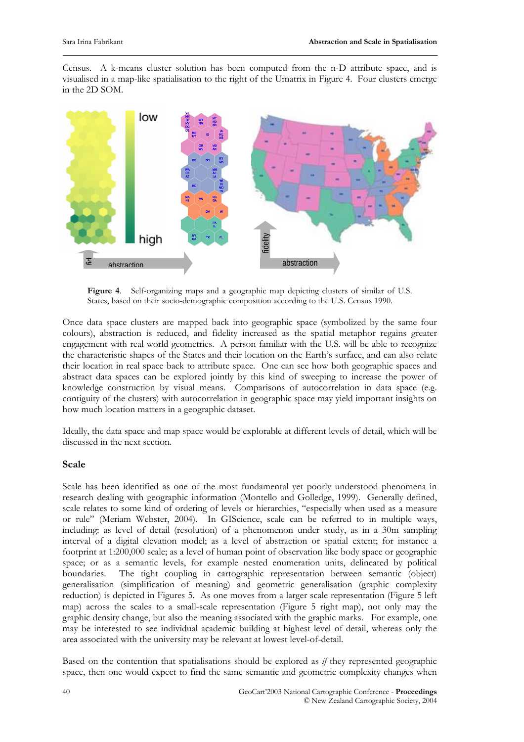Census. A k-means cluster solution has been computed from the n-D attribute space, and is visualised in a map-like spatialisation to the right of the Umatrix in Figure 4. Four clusters emerge in the 2D SOM.

**Figure 4**. Self-organizing maps and a geographic map depicting clusters of similar of U.S. States, based on their socio-demographic composition according to the U.S. Census 1990.

Once data space clusters are mapped back into geographic space (symbolized by the same four colours), abstraction is reduced, and fidelity increased as the spatial metaphor regains greater engagement with real world geometries. A person familiar with the U.S. will be able to recognize the characteristic shapes of the States and their location on the Earth's surface, and can also relate their location in real space back to attribute space. One can see how both geographic spaces and abstract data spaces can be explored jointly by this kind of sweeping to increase the power of knowledge construction by visual means. Comparisons of autocorrelation in data space (e.g. contiguity of the clusters) with autocorrelation in geographic space may yield important insights on how much location matters in a geographic dataset.

Ideally, the data space and map space would be explorable at different levels of detail, which will be discussed in the next section.

## Scale

Scale has been identified as one of the most fundamental yet poorly understood phenomena in research dealing with geographic information (Montello and Golledge, 1999). Generally defined, scale relates to some kind of ordering of levels or hierarchies, "especially when used as a measure or rule" (Meriam Webster, 2004). In GIScience, scale can be referred to in multiple ways, including: as level of detail (resolution) of a phenomenon under study, as in a 30m sampling interval of a digital elevation model; as a level of abstraction or spatial extent; for instance a footprint at 1:200,000 scale; as a level of human point of observation like body space or geographic space; or as a semantic levels, for example nested enumeration units, delineated by political boundaries. The tight coupling in cartographic representation between semantic (object) generalisation (simplification of meaning) and geometric generalisation (graphic complexity reduction) is depicted in Figures 5. As one moves from a larger scale representation (Figure 5 left map) across the scales to a small-scale representation (Figure 5 right map), not only may the graphic density change, but also the meaning associated with the graphic marks. For example, one may be interested to see individual academic building at highest level of detail, whereas only the area associated with the university may be relevant at lowest level-of-detail.

Based on the contention that spatialisations should be explored as *if* they represented geographic space, then one would expect to find the same semantic and geometric complexity changes when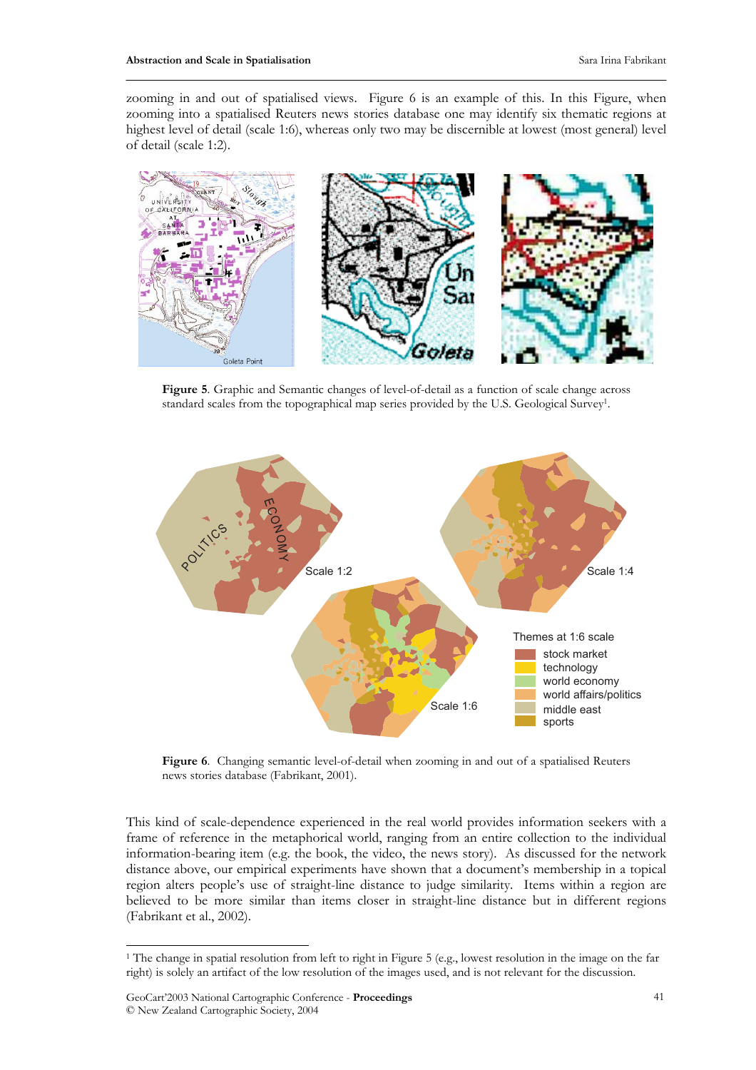zooming in and out of spatialised views. Figure 6 is an example of this. In this Figure, when zooming into a spatialised Reuters news stories database one may identify six thematic regions at highest level of detail (scale 1:6), whereas only two may be discernible at lowest (most general) level of detail (scale 1:2).

**Figure 5**. Graphic and Semantic changes of level-of-detail as a function of scale change across standard scales from the topographical map series provided by the U.S. Geological Survey[1].

**Figure 6**. Changing semantic level-of-detail when zooming in and out of a spatialised Reuters news stories database (Fabrikant, 2001).

This kind of scale-dependence experienced in the real world provides information seekers with a frame of reference in the metaphorical world, ranging from an entire collection to the individual information-bearing item (e.g. the book, the video, the news story). As discussed for the network distance above, our empirical experiments have shown that a document's membership in a topical region alters people's use of straight-line distance to judge similarity. Items within a region are believed to be more similar than items closer in straight-line distance but in different regions (Fabrikant et al., 2002).

[1] The change in spatial resolution from left to right in Figure 5 (e.g., lowest resolution in the image on the far right) is solely an artifact of the low resolution of the images used, and is not relevant for the discussion.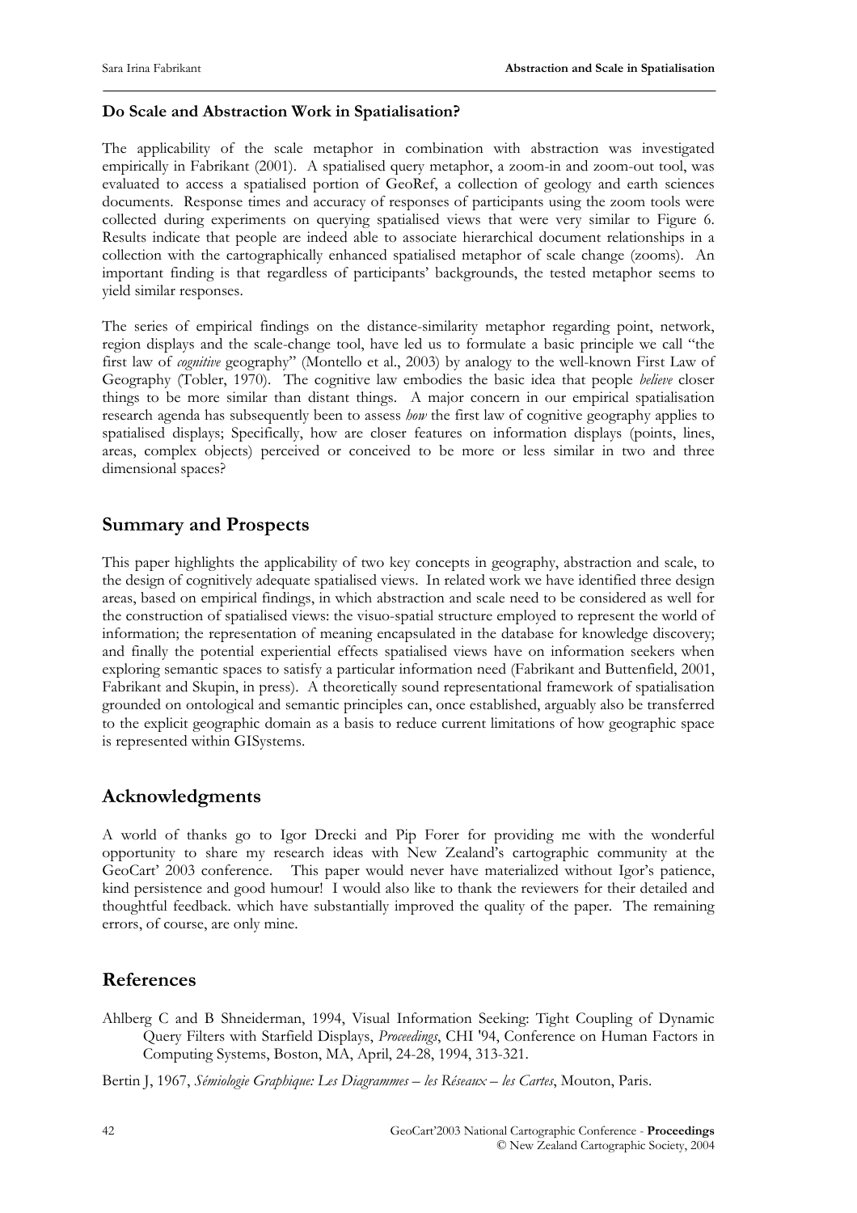**Do Scale and Abstraction Work in Spatialisation?**

The applicability of the scale metaphor in combination with abstraction was investigated empirically in Fabrikant (2001). A spatialised query metaphor, a zoom-in and zoom-out tool, was evaluated to access a spatialised portion of GeoRef, a collection of geology and earth sciences documents. Response times and accuracy of responses of participants using the zoom tools were collected during experiments on querying spatialised views that were very similar to Figure 6. Results indicate that people are indeed able to associate hierarchical document relationships in a collection with the cartographically enhanced spatialised metaphor of scale change (zooms). An important finding is that regardless of participants' backgrounds, the tested metaphor seems to yield similar responses.

The series of empirical findings on the distance-similarity metaphor regarding point, network, region displays and the scale-change tool, have led us to formulate a basic principle we call "the first law of *cognitive* geography" (Montello et al., 2003) by analogy to the well-known First Law of Geography (Tobler, 1970). The cognitive law embodies the basic idea that people *believe* closer things to be more similar than distant things. A major concern in our empirical spatialisation research agenda has subsequently been to assess *how* the first law of cognitive geography applies to spatialised displays; Specifically, how are closer features on information displays (points, lines, areas, complex objects) perceived or conceived to be more or less similar in two and three dimensional spaces?

## Summary and Prospects

This paper highlights the applicability of two key concepts in geography, abstraction and scale, to the design of cognitively adequate spatialised views. In related work we have identified three design areas, based on empirical findings, in which abstraction and scale need to be considered as well for the construction of spatialised views: the visuo-spatial structure employed to represent the world of information; the representation of meaning encapsulated in the database for knowledge discovery; and finally the potential experiential effects spatialised views have on information seekers when exploring semantic spaces to satisfy a particular information need (Fabrikant and Buttenfield, 2001, Fabrikant and Skupin, in press). A theoretically sound representational framework of spatialisation grounded on ontological and semantic principles can, once established, arguably also be transferred to the explicit geographic domain as a basis to reduce current limitations of how geographic space is represented within GISystems.

## Acknowledgments

A world of thanks go to Igor Drecki and Pip Forer for providing me with the wonderful opportunity to share my research ideas with New Zealand's cartographic community at the GeoCart' 2003 conference. This paper would never have materialized without Igor's patience, kind persistence and good humour! I would also like to thank the reviewers for their detailed and thoughtful feedback. which have substantially improved the quality of the paper. The remaining errors, of course, are only mine.

## References

Ahlberg C and B Shneiderman, 1994, Visual Information Seeking: Tight Coupling of Dynamic Query Filters with Starfield Displays, *Proceedings*, CHI '94, Conference on Human Factors in Computing Systems, Boston, MA, April, 24-28, 1994, 313-321.

Bertin J, 1967, *Sémiologie Graphique: Les Diagrammes – les Réseaux – les Cartes*, Mouton, Paris.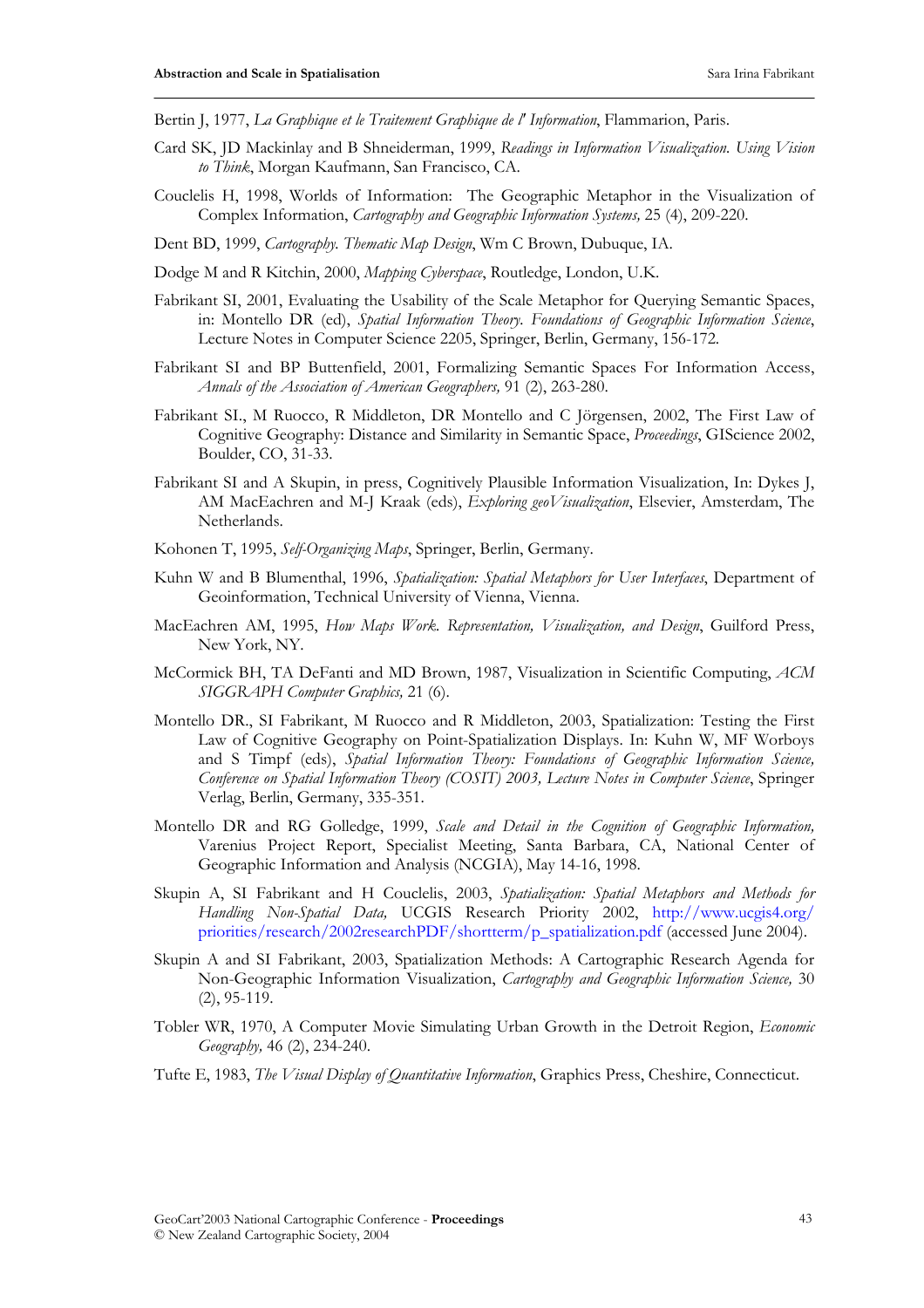Bertin J, 1977, *La Graphique et le Traitement Graphique de l' Information*, Flammarion, Paris.

Card SK, JD Mackinlay and B Shneiderman, 1999, *Readings in Information Visualization. Using Vision to Think*, Morgan Kaufmann, San Francisco, CA.

Couclelis H, 1998, Worlds of Information: The Geographic Metaphor in the Visualization of Complex Information, *Cartography and Geographic Information Systems,* 25 (4), 209-220.

Dent BD, 1999, *Cartography. Thematic Map Design*, Wm C Brown, Dubuque, IA.

Dodge M and R Kitchin, 2000, *Mapping Cyberspace*, Routledge, London, U.K.

Fabrikant SI, 2001, Evaluating the Usability of the Scale Metaphor for Querying Semantic Spaces, in: Montello DR (ed), *Spatial Information Theory. Foundations of Geographic Information Science*, Lecture Notes in Computer Science 2205, Springer, Berlin, Germany, 156-172.

Fabrikant SI and BP Buttenfield, 2001, Formalizing Semantic Spaces For Information Access, *Annals of the Association of American Geographers,* 91 (2), 263-280.

Fabrikant SI., M Ruocco, R Middleton, DR Montello and C Jörgensen, 2002, The First Law of Cognitive Geography: Distance and Similarity in Semantic Space, *Proceedings*, GIScience 2002, Boulder, CO, 31-33.

Fabrikant SI and A Skupin, in press, Cognitively Plausible Information Visualization, In: Dykes J, AM MacEachren and M-J Kraak (eds), *Exploring geoVisualization*, Elsevier, Amsterdam, The Netherlands.

Kohonen T, 1995, *Self-Organizing Maps*, Springer, Berlin, Germany.

Kuhn W and B Blumenthal, 1996, *Spatialization: Spatial Metaphors for User Interfaces*, Department of Geoinformation, Technical University of Vienna, Vienna.

MacEachren AM, 1995, *How Maps Work. Representation, Visualization, and Design*, Guilford Press, New York, NY.

McCormick BH, TA DeFanti and MD Brown, 1987, Visualization in Scientific Computing, *ACM SIGGRAPH Computer Graphics,* 21 (6).

Montello DR., SI Fabrikant, M Ruocco and R Middleton, 2003, Spatialization: Testing the First Law of Cognitive Geography on Point-Spatialization Displays. In: Kuhn W, MF Worboys and S Timpf (eds), *Spatial Information Theory: Foundations of Geographic Information Science, Conference on Spatial Information Theory (COSIT) 2003, Lecture Notes in Computer Science*, Springer Verlag, Berlin, Germany, 335-351.

Montello DR and RG Golledge, 1999, *Scale and Detail in the Cognition of Geographic Information,* Varenius Project Report, Specialist Meeting, Santa Barbara, CA, National Center of Geographic Information and Analysis (NCGIA), May 14-16, 1998.

Skupin A, SI Fabrikant and H Couclelis, 2003, *Spatialization: Spatial Metaphors and Methods for Handling Non-Spatial Data,* UCGIS Research Priority 2002, http://www.ucgis4.org/priorities/research/2002researchPDF/shortterm/p_spatialization.pdf (accessed June 2004).

Skupin A and SI Fabrikant, 2003, Spatialization Methods: A Cartographic Research Agenda for Non-Geographic Information Visualization, *Cartography and Geographic Information Science,* 30 (2), 95-119.

Tobler WR, 1970, A Computer Movie Simulating Urban Growth in the Detroit Region, *Economic Geography,* 46 (2), 234-240.

Tufte E, 1983, *The Visual Display of Quantitative Information*, Graphics Press, Cheshire, Connecticut.